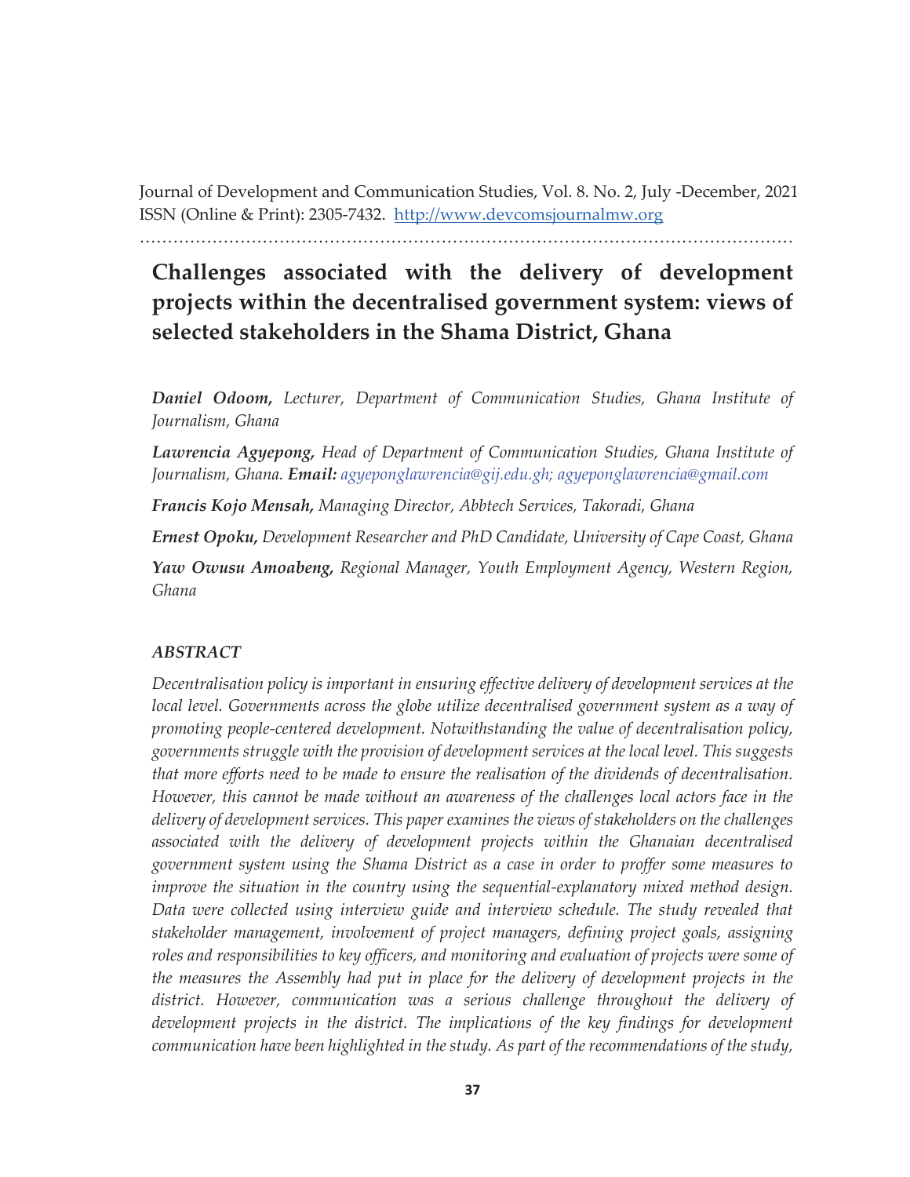Journal of Development and Communication Studies, Vol. 8. No. 2, July -December, 2021
ISSN (Online & Print): 2305-7432. http://www.devcomsjournalmw.org

# Challenges associated with the delivery of development projects within the decentralised government system: views of selected stakeholders in the Shama District, Ghana

***Daniel Odoom,*** *Lecturer, Department of Communication Studies, Ghana Institute of Journalism, Ghana*

***Lawrencia Agyepong,*** *Head of Department of Communication Studies, Ghana Institute of Journalism, Ghana.* ***Email:*** *agyeponglawrencia@gij.edu.gh; agyeponglawrencia@gmail.com*

***Francis Kojo Mensah,*** *Managing Director, Abbtech Services, Takoradi, Ghana*

***Ernest Opoku,*** *Development Researcher and PhD Candidate, University of Cape Coast, Ghana*

***Yaw Owusu Amoabeng,*** *Regional Manager, Youth Employment Agency, Western Region, Ghana*

## *ABSTRACT*

*Decentralisation policy is important in ensuring effective delivery of development services at the local level. Governments across the globe utilize decentralised government system as a way of promoting people-centered development. Notwithstanding the value of decentralisation policy, governments struggle with the provision of development services at the local level. This suggests that more efforts need to be made to ensure the realisation of the dividends of decentralisation. However, this cannot be made without an awareness of the challenges local actors face in the delivery of development services. This paper examines the views of stakeholders on the challenges associated with the delivery of development projects within the Ghanaian decentralised government system using the Shama District as a case in order to proffer some measures to improve the situation in the country using the sequential-explanatory mixed method design. Data were collected using interview guide and interview schedule. The study revealed that stakeholder management, involvement of project managers, defining project goals, assigning roles and responsibilities to key officers, and monitoring and evaluation of projects were some of the measures the Assembly had put in place for the delivery of development projects in the district. However, communication was a serious challenge throughout the delivery of development projects in the district. The implications of the key findings for development communication have been highlighted in the study. As part of the recommendations of the study,*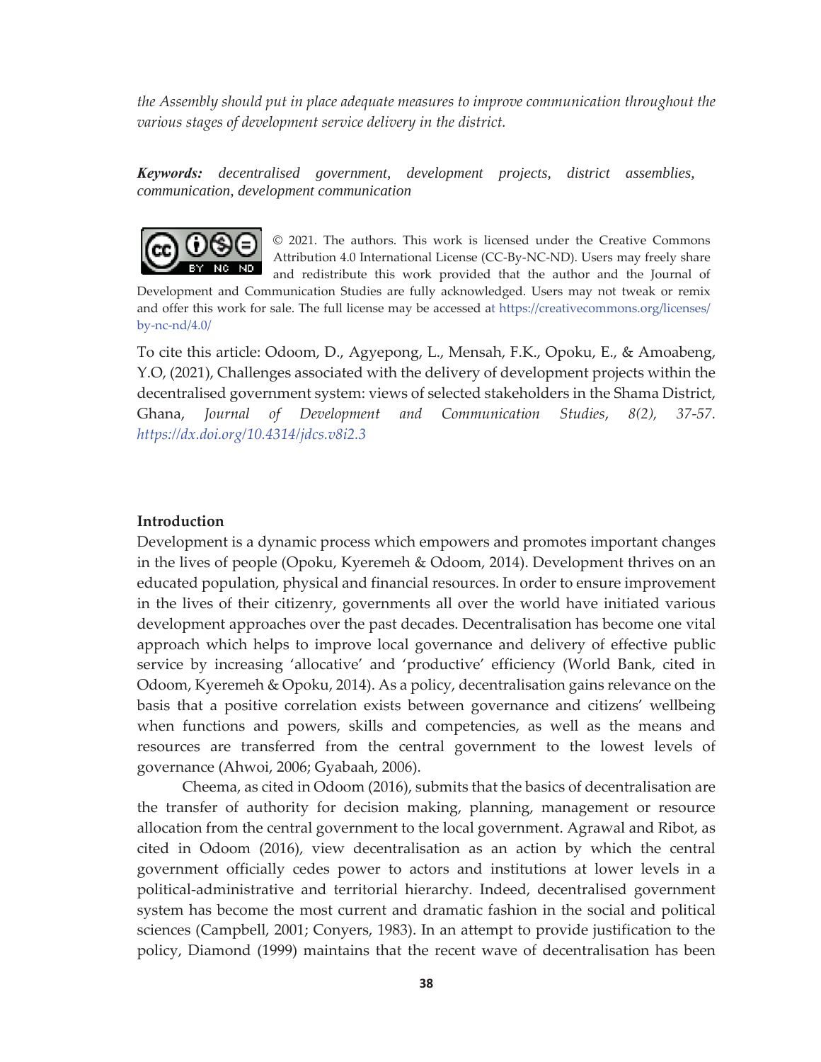*the Assembly should put in place adequate measures to improve communication throughout the various stages of development service delivery in the district.*

***Keywords:*** *decentralised government, development projects, district assemblies, communication, development communication*

© 2021. The authors. This work is licensed under the Creative Commons Attribution 4.0 International License (CC-By-NC-ND). Users may freely share and redistribute this work provided that the author and the Journal of Development and Communication Studies are fully acknowledged. Users may not tweak or remix and offer this work for sale. The full license may be accessed at https://creativecommons.org/licenses/by-nc-nd/4.0/

To cite this article: Odoom, D., Agyepong, L., Mensah, F.K., Opoku, E., & Amoabeng, Y.O, (2021), Challenges associated with the delivery of development projects within the decentralised government system: views of selected stakeholders in the Shama District, Ghana, *Journal of Development and Communication Studies*, *8(2), 37-57. https://dx.doi.org/10.4314/jdcs.v8i2.3*

## Introduction

Development is a dynamic process which empowers and promotes important changes in the lives of people (Opoku, Kyeremeh & Odoom, 2014). Development thrives on an educated population, physical and financial resources. In order to ensure improvement in the lives of their citizenry, governments all over the world have initiated various development approaches over the past decades. Decentralisation has become one vital approach which helps to improve local governance and delivery of effective public service by increasing 'allocative' and 'productive' efficiency (World Bank, cited in Odoom, Kyeremeh & Opoku, 2014). As a policy, decentralisation gains relevance on the basis that a positive correlation exists between governance and citizens' wellbeing when functions and powers, skills and competencies, as well as the means and resources are transferred from the central government to the lowest levels of governance (Ahwoi, 2006; Gyabaah, 2006).

Cheema, as cited in Odoom (2016), submits that the basics of decentralisation are the transfer of authority for decision making, planning, management or resource allocation from the central government to the local government. Agrawal and Ribot, as cited in Odoom (2016), view decentralisation as an action by which the central government officially cedes power to actors and institutions at lower levels in a political-administrative and territorial hierarchy. Indeed, decentralised government system has become the most current and dramatic fashion in the social and political sciences (Campbell, 2001; Conyers, 1983). In an attempt to provide justification to the policy, Diamond (1999) maintains that the recent wave of decentralisation has been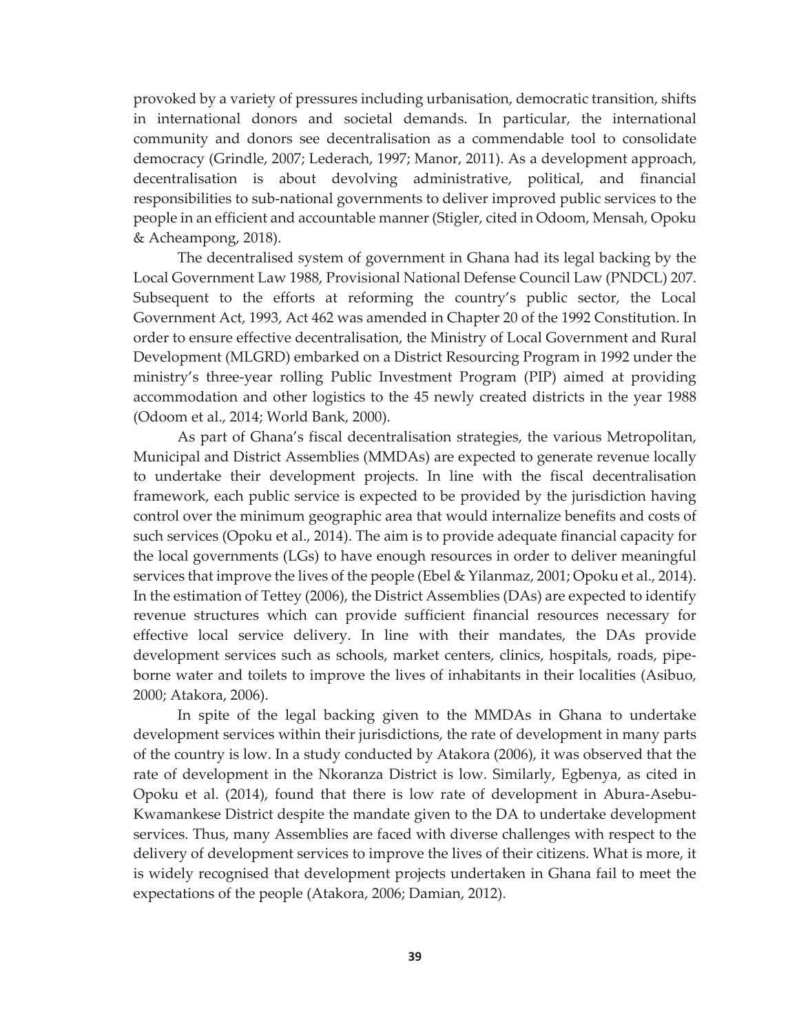provoked by a variety of pressures including urbanisation, democratic transition, shifts in international donors and societal demands. In particular, the international community and donors see decentralisation as a commendable tool to consolidate democracy (Grindle, 2007; Lederach, 1997; Manor, 2011). As a development approach, decentralisation is about devolving administrative, political, and financial responsibilities to sub-national governments to deliver improved public services to the people in an efficient and accountable manner (Stigler, cited in Odoom, Mensah, Opoku & Acheampong, 2018).

The decentralised system of government in Ghana had its legal backing by the Local Government Law 1988, Provisional National Defense Council Law (PNDCL) 207. Subsequent to the efforts at reforming the country's public sector, the Local Government Act, 1993, Act 462 was amended in Chapter 20 of the 1992 Constitution. In order to ensure effective decentralisation, the Ministry of Local Government and Rural Development (MLGRD) embarked on a District Resourcing Program in 1992 under the ministry's three-year rolling Public Investment Program (PIP) aimed at providing accommodation and other logistics to the 45 newly created districts in the year 1988 (Odoom et al., 2014; World Bank, 2000).

As part of Ghana's fiscal decentralisation strategies, the various Metropolitan, Municipal and District Assemblies (MMDAs) are expected to generate revenue locally to undertake their development projects. In line with the fiscal decentralisation framework, each public service is expected to be provided by the jurisdiction having control over the minimum geographic area that would internalize benefits and costs of such services (Opoku et al., 2014). The aim is to provide adequate financial capacity for the local governments (LGs) to have enough resources in order to deliver meaningful services that improve the lives of the people (Ebel & Yilanmaz, 2001; Opoku et al., 2014). In the estimation of Tettey (2006), the District Assemblies (DAs) are expected to identify revenue structures which can provide sufficient financial resources necessary for effective local service delivery. In line with their mandates, the DAs provide development services such as schools, market centers, clinics, hospitals, roads, pipe-borne water and toilets to improve the lives of inhabitants in their localities (Asibuo, 2000; Atakora, 2006).

In spite of the legal backing given to the MMDAs in Ghana to undertake development services within their jurisdictions, the rate of development in many parts of the country is low. In a study conducted by Atakora (2006), it was observed that the rate of development in the Nkoranza District is low. Similarly, Egbenya, as cited in Opoku et al. (2014), found that there is low rate of development in Abura-Asebu-Kwamankese District despite the mandate given to the DA to undertake development services. Thus, many Assemblies are faced with diverse challenges with respect to the delivery of development services to improve the lives of their citizens. What is more, it is widely recognised that development projects undertaken in Ghana fail to meet the expectations of the people (Atakora, 2006; Damian, 2012).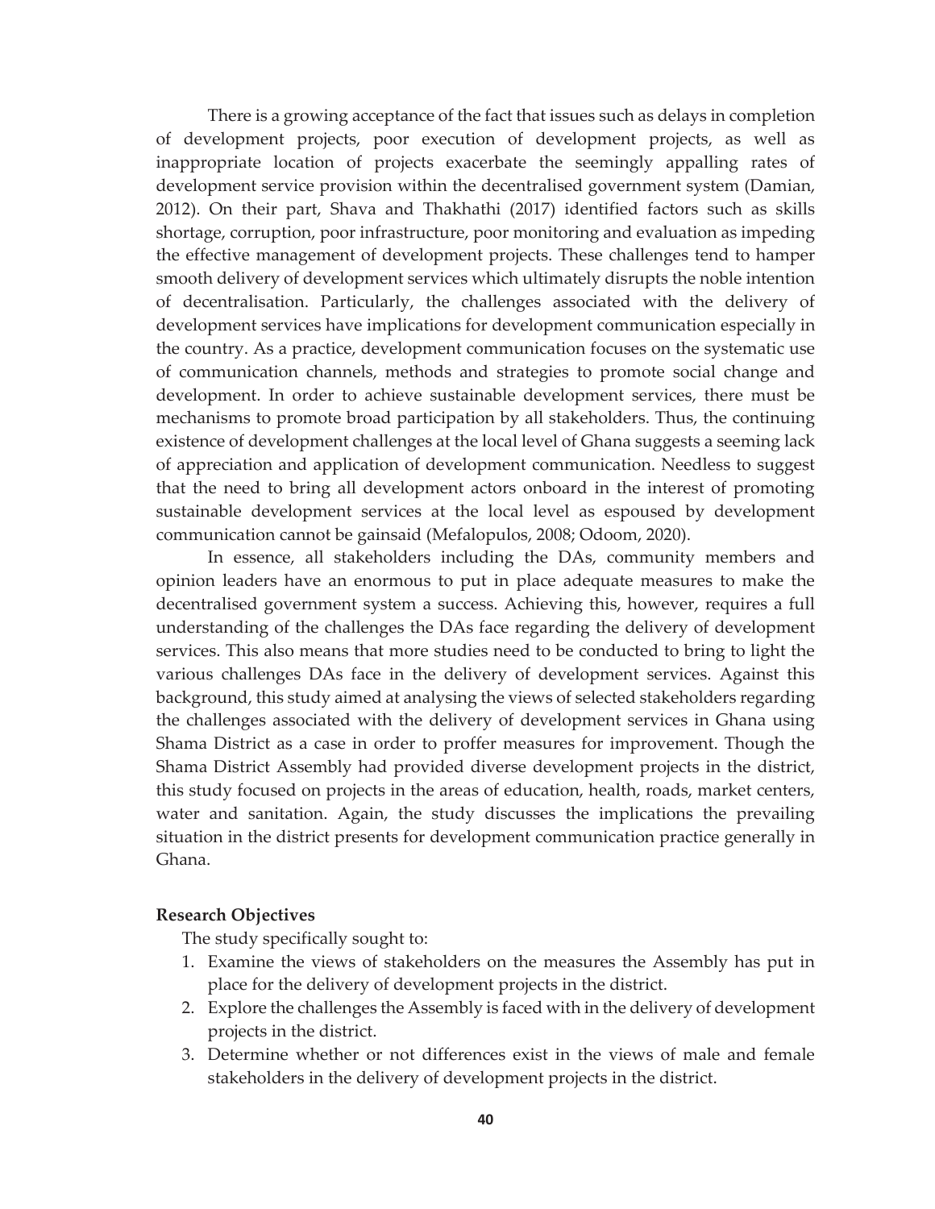There is a growing acceptance of the fact that issues such as delays in completion of development projects, poor execution of development projects, as well as inappropriate location of projects exacerbate the seemingly appalling rates of development service provision within the decentralised government system (Damian, 2012). On their part, Shava and Thakhathi (2017) identified factors such as skills shortage, corruption, poor infrastructure, poor monitoring and evaluation as impeding the effective management of development projects. These challenges tend to hamper smooth delivery of development services which ultimately disrupts the noble intention of decentralisation. Particularly, the challenges associated with the delivery of development services have implications for development communication especially in the country. As a practice, development communication focuses on the systematic use of communication channels, methods and strategies to promote social change and development. In order to achieve sustainable development services, there must be mechanisms to promote broad participation by all stakeholders. Thus, the continuing existence of development challenges at the local level of Ghana suggests a seeming lack of appreciation and application of development communication. Needless to suggest that the need to bring all development actors onboard in the interest of promoting sustainable development services at the local level as espoused by development communication cannot be gainsaid (Mefalopulos, 2008; Odoom, 2020).

In essence, all stakeholders including the DAs, community members and opinion leaders have an enormous to put in place adequate measures to make the decentralised government system a success. Achieving this, however, requires a full understanding of the challenges the DAs face regarding the delivery of development services. This also means that more studies need to be conducted to bring to light the various challenges DAs face in the delivery of development services. Against this background, this study aimed at analysing the views of selected stakeholders regarding the challenges associated with the delivery of development services in Ghana using Shama District as a case in order to proffer measures for improvement. Though the Shama District Assembly had provided diverse development projects in the district, this study focused on projects in the areas of education, health, roads, market centers, water and sanitation. Again, the study discusses the implications the prevailing situation in the district presents for development communication practice generally in Ghana.

**Research Objectives**

The study specifically sought to:

1. Examine the views of stakeholders on the measures the Assembly has put in place for the delivery of development projects in the district.
2. Explore the challenges the Assembly is faced with in the delivery of development projects in the district.
3. Determine whether or not differences exist in the views of male and female stakeholders in the delivery of development projects in the district.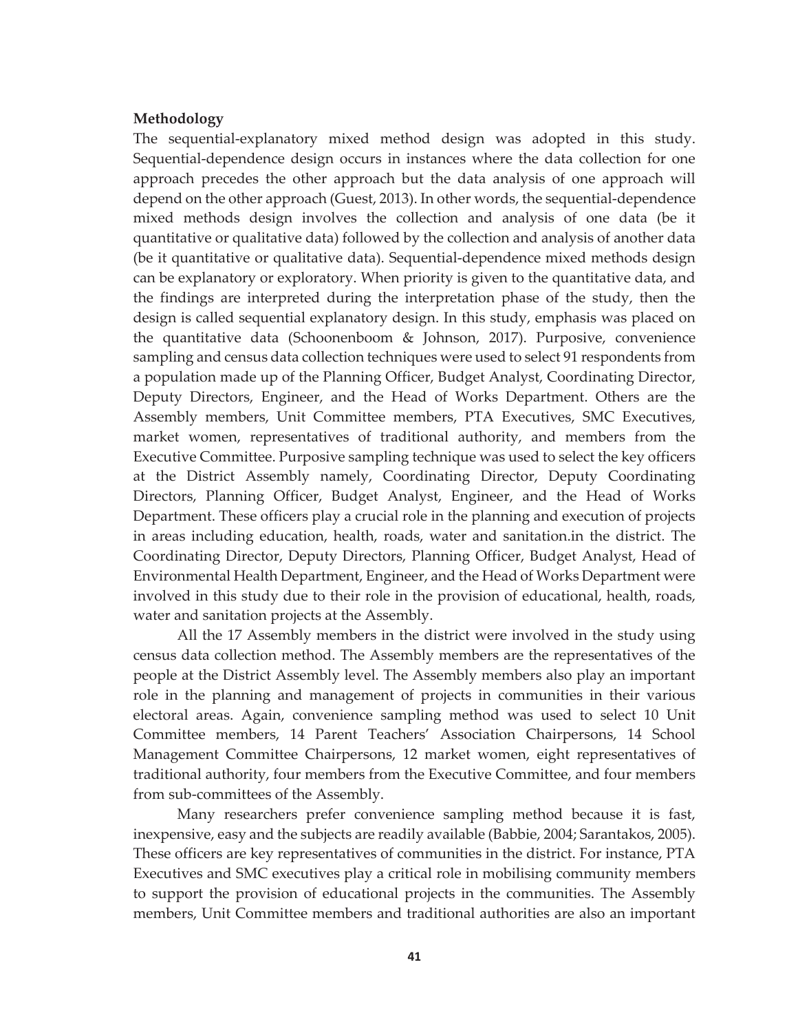**Methodology**

The sequential-explanatory mixed method design was adopted in this study. Sequential-dependence design occurs in instances where the data collection for one approach precedes the other approach but the data analysis of one approach will depend on the other approach (Guest, 2013). In other words, the sequential-dependence mixed methods design involves the collection and analysis of one data (be it quantitative or qualitative data) followed by the collection and analysis of another data (be it quantitative or qualitative data). Sequential-dependence mixed methods design can be explanatory or exploratory. When priority is given to the quantitative data, and the findings are interpreted during the interpretation phase of the study, then the design is called sequential explanatory design. In this study, emphasis was placed on the quantitative data (Schoonenboom & Johnson, 2017). Purposive, convenience sampling and census data collection techniques were used to select 91 respondents from a population made up of the Planning Officer, Budget Analyst, Coordinating Director, Deputy Directors, Engineer, and the Head of Works Department. Others are the Assembly members, Unit Committee members, PTA Executives, SMC Executives, market women, representatives of traditional authority, and members from the Executive Committee. Purposive sampling technique was used to select the key officers at the District Assembly namely, Coordinating Director, Deputy Coordinating Directors, Planning Officer, Budget Analyst, Engineer, and the Head of Works Department. These officers play a crucial role in the planning and execution of projects in areas including education, health, roads, water and sanitation.in the district. The Coordinating Director, Deputy Directors, Planning Officer, Budget Analyst, Head of Environmental Health Department, Engineer, and the Head of Works Department were involved in this study due to their role in the provision of educational, health, roads, water and sanitation projects at the Assembly.

All the 17 Assembly members in the district were involved in the study using census data collection method. The Assembly members are the representatives of the people at the District Assembly level. The Assembly members also play an important role in the planning and management of projects in communities in their various electoral areas. Again, convenience sampling method was used to select 10 Unit Committee members, 14 Parent Teachers' Association Chairpersons, 14 School Management Committee Chairpersons, 12 market women, eight representatives of traditional authority, four members from the Executive Committee, and four members from sub-committees of the Assembly.

Many researchers prefer convenience sampling method because it is fast, inexpensive, easy and the subjects are readily available (Babbie, 2004; Sarantakos, 2005). These officers are key representatives of communities in the district. For instance, PTA Executives and SMC executives play a critical role in mobilising community members to support the provision of educational projects in the communities. The Assembly members, Unit Committee members and traditional authorities are also an important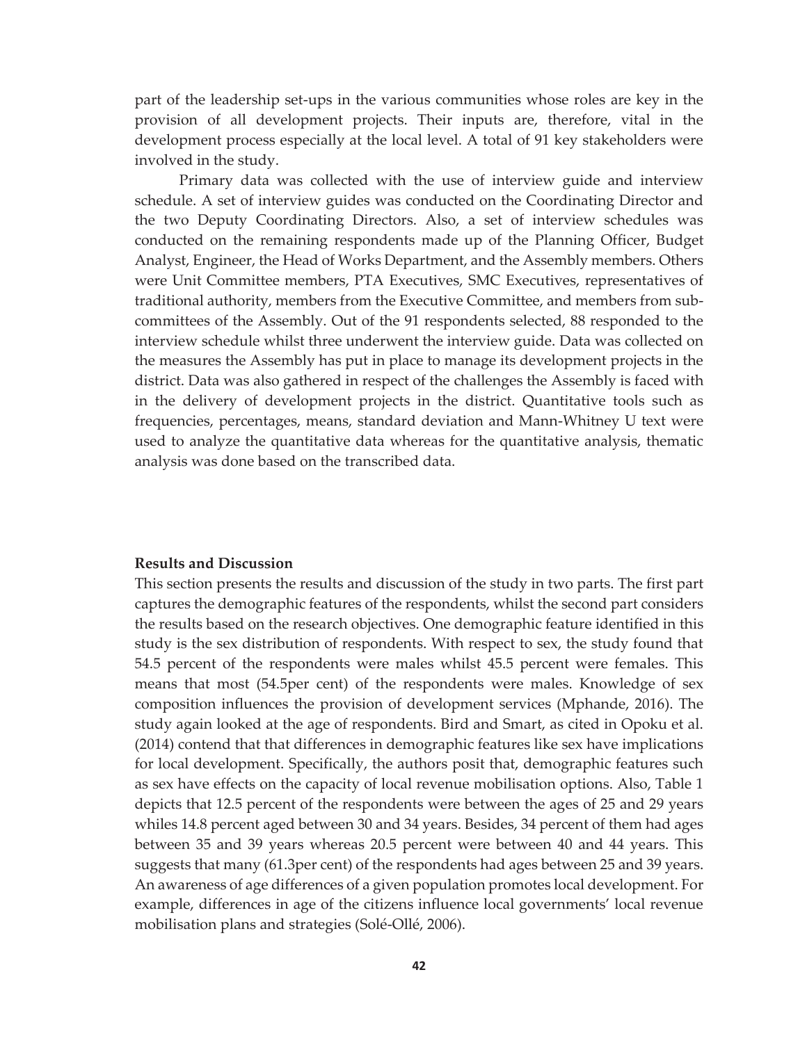part of the leadership set-ups in the various communities whose roles are key in the provision of all development projects. Their inputs are, therefore, vital in the development process especially at the local level. A total of 91 key stakeholders were involved in the study.

Primary data was collected with the use of interview guide and interview schedule. A set of interview guides was conducted on the Coordinating Director and the two Deputy Coordinating Directors. Also, a set of interview schedules was conducted on the remaining respondents made up of the Planning Officer, Budget Analyst, Engineer, the Head of Works Department, and the Assembly members. Others were Unit Committee members, PTA Executives, SMC Executives, representatives of traditional authority, members from the Executive Committee, and members from sub-committees of the Assembly. Out of the 91 respondents selected, 88 responded to the interview schedule whilst three underwent the interview guide. Data was collected on the measures the Assembly has put in place to manage its development projects in the district. Data was also gathered in respect of the challenges the Assembly is faced with in the delivery of development projects in the district. Quantitative tools such as frequencies, percentages, means, standard deviation and Mann-Whitney U text were used to analyze the quantitative data whereas for the quantitative analysis, thematic analysis was done based on the transcribed data.

**Results and Discussion**

This section presents the results and discussion of the study in two parts. The first part captures the demographic features of the respondents, whilst the second part considers the results based on the research objectives. One demographic feature identified in this study is the sex distribution of respondents. With respect to sex, the study found that 54.5 percent of the respondents were males whilst 45.5 percent were females. This means that most (54.5per cent) of the respondents were males. Knowledge of sex composition influences the provision of development services (Mphande, 2016). The study again looked at the age of respondents. Bird and Smart, as cited in Opoku et al. (2014) contend that that differences in demographic features like sex have implications for local development. Specifically, the authors posit that, demographic features such as sex have effects on the capacity of local revenue mobilisation options. Also, Table 1 depicts that 12.5 percent of the respondents were between the ages of 25 and 29 years whiles 14.8 percent aged between 30 and 34 years. Besides, 34 percent of them had ages between 35 and 39 years whereas 20.5 percent were between 40 and 44 years. This suggests that many (61.3per cent) of the respondents had ages between 25 and 39 years. An awareness of age differences of a given population promotes local development. For example, differences in age of the citizens influence local governments' local revenue mobilisation plans and strategies (Solé-Ollé, 2006).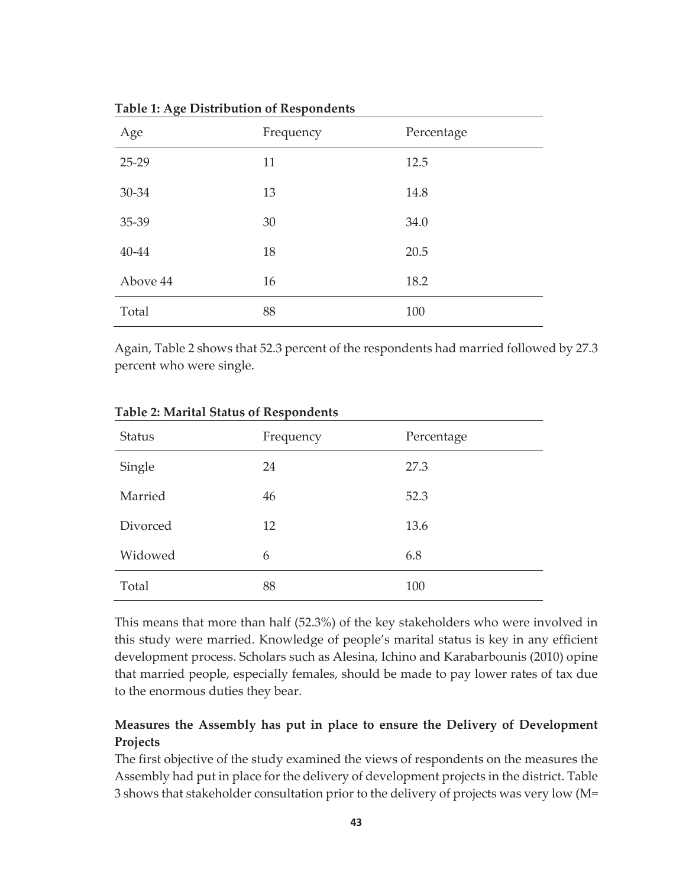**Table 1: Age Distribution of Respondents**

| Age | Frequency | Percentage |
|---|---|---|
| 25-29 | 11 | 12.5 |
| 30-34 | 13 | 14.8 |
| 35-39 | 30 | 34.0 |
| 40-44 | 18 | 20.5 |
| Above 44 | 16 | 18.2 |
| Total | 88 | 100 |

Again, Table 2 shows that 52.3 percent of the respondents had married followed by 27.3 percent who were single.

**Table 2: Marital Status of Respondents**

| Status | Frequency | Percentage |
|---|---|---|
| Single | 24 | 27.3 |
| Married | 46 | 52.3 |
| Divorced | 12 | 13.6 |
| Widowed | 6 | 6.8 |
| Total | 88 | 100 |

This means that more than half (52.3%) of the key stakeholders who were involved in this study were married. Knowledge of people's marital status is key in any efficient development process. Scholars such as Alesina, Ichino and Karabarbounis (2010) opine that married people, especially females, should be made to pay lower rates of tax due to the enormous duties they bear.

### Measures the Assembly has put in place to ensure the Delivery of Development Projects

The first objective of the study examined the views of respondents on the measures the Assembly had put in place for the delivery of development projects in the district. Table 3 shows that stakeholder consultation prior to the delivery of projects was very low (M=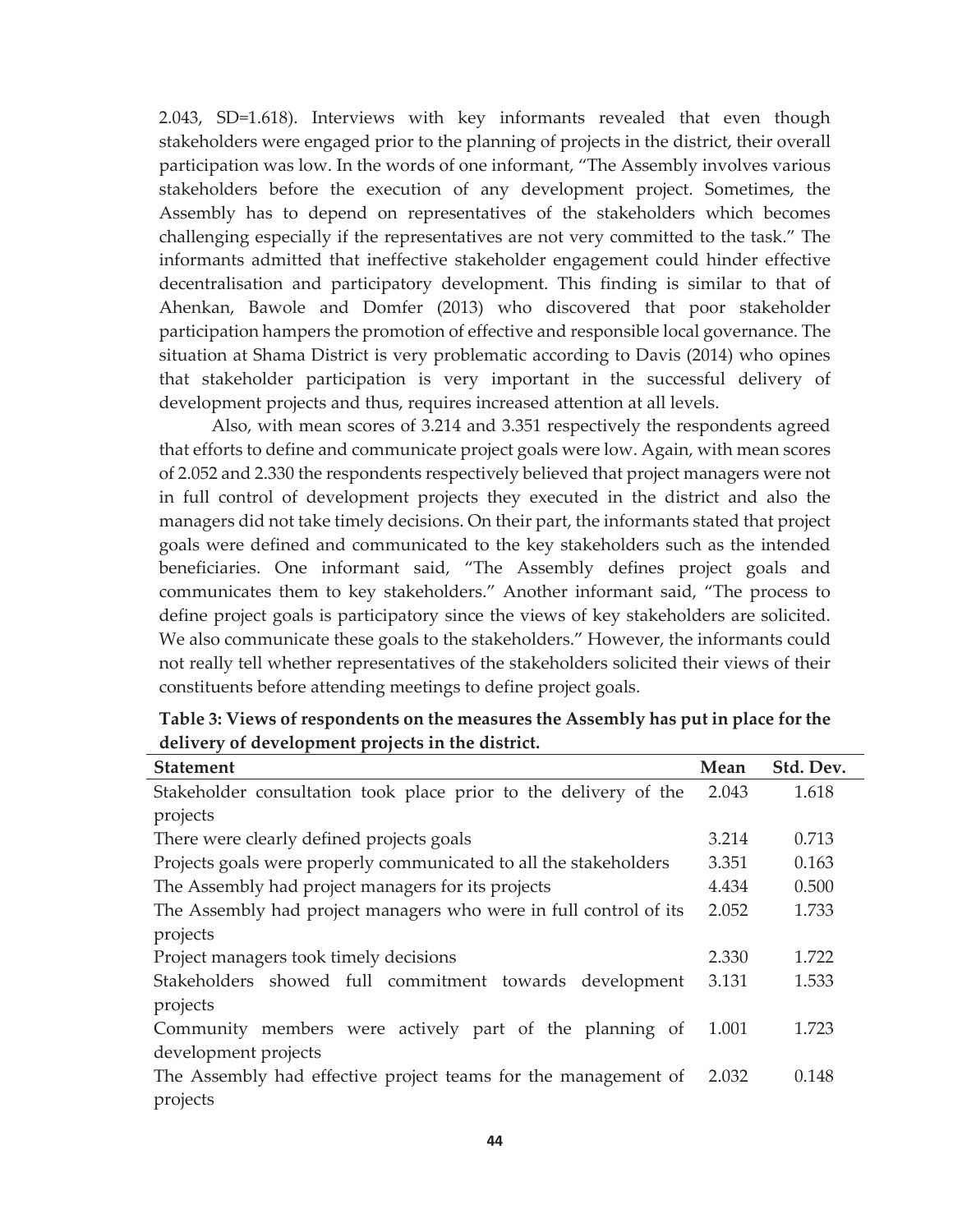2.043, SD=1.618). Interviews with key informants revealed that even though stakeholders were engaged prior to the planning of projects in the district, their overall participation was low. In the words of one informant, "The Assembly involves various stakeholders before the execution of any development project. Sometimes, the Assembly has to depend on representatives of the stakeholders which becomes challenging especially if the representatives are not very committed to the task." The informants admitted that ineffective stakeholder engagement could hinder effective decentralisation and participatory development. This finding is similar to that of Ahenkan, Bawole and Domfer (2013) who discovered that poor stakeholder participation hampers the promotion of effective and responsible local governance. The situation at Shama District is very problematic according to Davis (2014) who opines that stakeholder participation is very important in the successful delivery of development projects and thus, requires increased attention at all levels.

Also, with mean scores of 3.214 and 3.351 respectively the respondents agreed that efforts to define and communicate project goals were low. Again, with mean scores of 2.052 and 2.330 the respondents respectively believed that project managers were not in full control of development projects they executed in the district and also the managers did not take timely decisions. On their part, the informants stated that project goals were defined and communicated to the key stakeholders such as the intended beneficiaries. One informant said, "The Assembly defines project goals and communicates them to key stakeholders." Another informant said, "The process to define project goals is participatory since the views of key stakeholders are solicited. We also communicate these goals to the stakeholders." However, the informants could not really tell whether representatives of the stakeholders solicited their views of their constituents before attending meetings to define project goals.

**Table 3: Views of respondents on the measures the Assembly has put in place for the delivery of development projects in the district.**

| Statement | Mean | Std. Dev. |
|---|---|---|
| Stakeholder consultation took place prior to the delivery of the projects | 2.043 | 1.618 |
| There were clearly defined projects goals | 3.214 | 0.713 |
| Projects goals were properly communicated to all the stakeholders | 3.351 | 0.163 |
| The Assembly had project managers for its projects | 4.434 | 0.500 |
| The Assembly had project managers who were in full control of its projects | 2.052 | 1.733 |
| Project managers took timely decisions | 2.330 | 1.722 |
| Stakeholders showed full commitment towards development projects | 3.131 | 1.533 |
| Community members were actively part of the planning of development projects | 1.001 | 1.723 |
| The Assembly had effective project teams for the management of projects | 2.032 | 0.148 |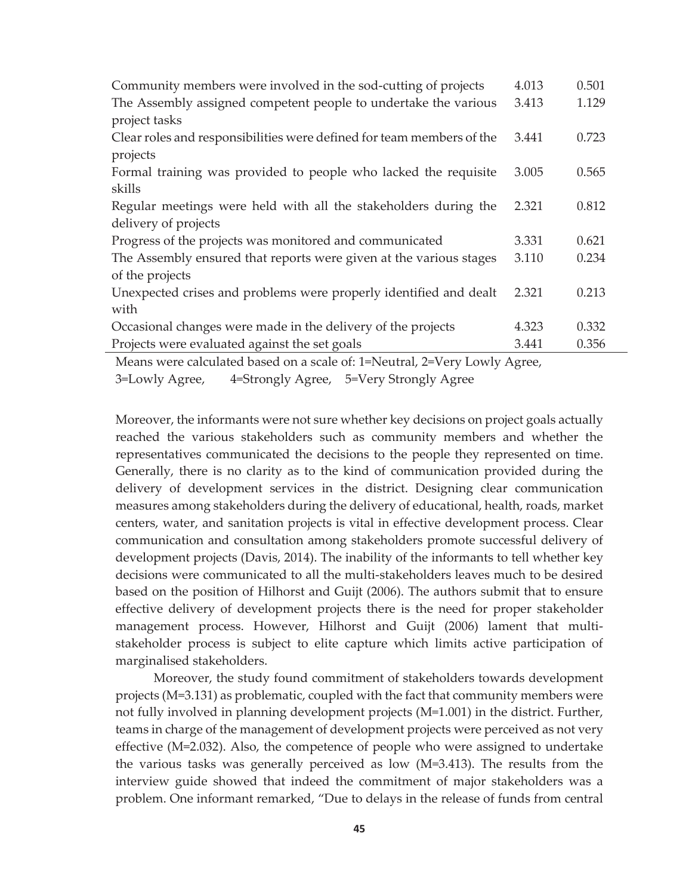| | | |
|---|---|---|
| Community members were involved in the sod-cutting of projects | 4.013 | 0.501 |
| The Assembly assigned competent people to undertake the various project tasks | 3.413 | 1.129 |
| Clear roles and responsibilities were defined for team members of the projects | 3.441 | 0.723 |
| Formal training was provided to people who lacked the requisite skills | 3.005 | 0.565 |
| Regular meetings were held with all the stakeholders during the delivery of projects | 2.321 | 0.812 |
| Progress of the projects was monitored and communicated | 3.331 | 0.621 |
| The Assembly ensured that reports were given at the various stages of the projects | 3.110 | 0.234 |
| Unexpected crises and problems were properly identified and dealt with | 2.321 | 0.213 |
| Occasional changes were made in the delivery of the projects | 4.323 | 0.332 |
| Projects were evaluated against the set goals | 3.441 | 0.356 |

Means were calculated based on a scale of: 1=Neutral, 2=Very Lowly Agree, 3=Lowly Agree, 4=Strongly Agree, 5=Very Strongly Agree

Moreover, the informants were not sure whether key decisions on project goals actually reached the various stakeholders such as community members and whether the representatives communicated the decisions to the people they represented on time. Generally, there is no clarity as to the kind of communication provided during the delivery of development services in the district. Designing clear communication measures among stakeholders during the delivery of educational, health, roads, market centers, water, and sanitation projects is vital in effective development process. Clear communication and consultation among stakeholders promote successful delivery of development projects (Davis, 2014). The inability of the informants to tell whether key decisions were communicated to all the multi-stakeholders leaves much to be desired based on the position of Hilhorst and Guijt (2006). The authors submit that to ensure effective delivery of development projects there is the need for proper stakeholder management process. However, Hilhorst and Guijt (2006) lament that multi-stakeholder process is subject to elite capture which limits active participation of marginalised stakeholders.

Moreover, the study found commitment of stakeholders towards development projects (M=3.131) as problematic, coupled with the fact that community members were not fully involved in planning development projects (M=1.001) in the district. Further, teams in charge of the management of development projects were perceived as not very effective (M=2.032). Also, the competence of people who were assigned to undertake the various tasks was generally perceived as low (M=3.413). The results from the interview guide showed that indeed the commitment of major stakeholders was a problem. One informant remarked, "Due to delays in the release of funds from central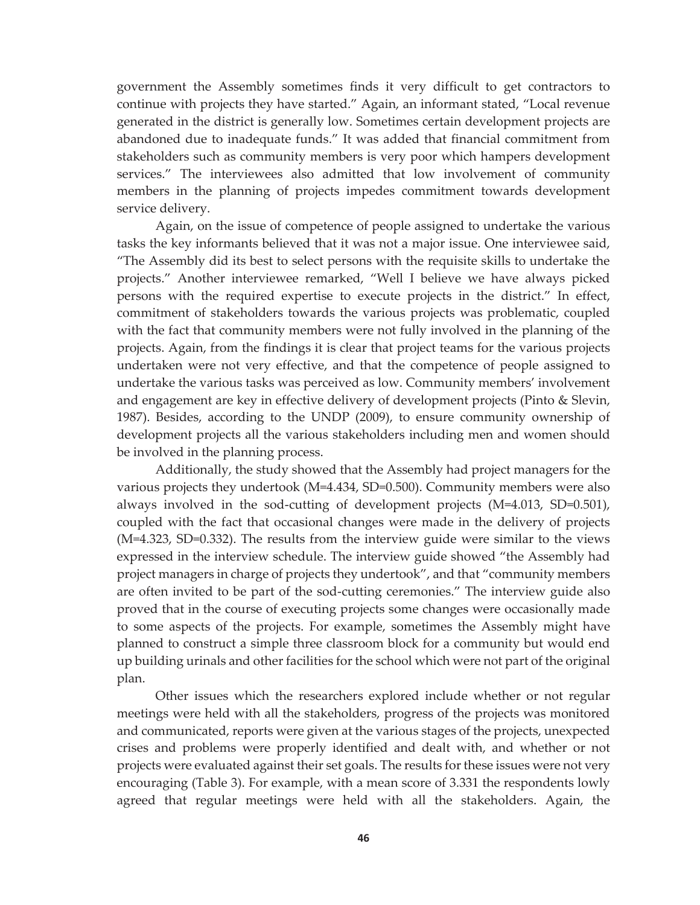government the Assembly sometimes finds it very difficult to get contractors to continue with projects they have started." Again, an informant stated, "Local revenue generated in the district is generally low. Sometimes certain development projects are abandoned due to inadequate funds." It was added that financial commitment from stakeholders such as community members is very poor which hampers development services." The interviewees also admitted that low involvement of community members in the planning of projects impedes commitment towards development service delivery.

Again, on the issue of competence of people assigned to undertake the various tasks the key informants believed that it was not a major issue. One interviewee said, "The Assembly did its best to select persons with the requisite skills to undertake the projects." Another interviewee remarked, "Well I believe we have always picked persons with the required expertise to execute projects in the district." In effect, commitment of stakeholders towards the various projects was problematic, coupled with the fact that community members were not fully involved in the planning of the projects. Again, from the findings it is clear that project teams for the various projects undertaken were not very effective, and that the competence of people assigned to undertake the various tasks was perceived as low. Community members' involvement and engagement are key in effective delivery of development projects (Pinto & Slevin, 1987). Besides, according to the UNDP (2009), to ensure community ownership of development projects all the various stakeholders including men and women should be involved in the planning process.

Additionally, the study showed that the Assembly had project managers for the various projects they undertook (M=4.434, SD=0.500). Community members were also always involved in the sod-cutting of development projects (M=4.013, SD=0.501), coupled with the fact that occasional changes were made in the delivery of projects (M=4.323, SD=0.332). The results from the interview guide were similar to the views expressed in the interview schedule. The interview guide showed "the Assembly had project managers in charge of projects they undertook", and that "community members are often invited to be part of the sod-cutting ceremonies." The interview guide also proved that in the course of executing projects some changes were occasionally made to some aspects of the projects. For example, sometimes the Assembly might have planned to construct a simple three classroom block for a community but would end up building urinals and other facilities for the school which were not part of the original plan.

Other issues which the researchers explored include whether or not regular meetings were held with all the stakeholders, progress of the projects was monitored and communicated, reports were given at the various stages of the projects, unexpected crises and problems were properly identified and dealt with, and whether or not projects were evaluated against their set goals. The results for these issues were not very encouraging (Table 3). For example, with a mean score of 3.331 the respondents lowly agreed that regular meetings were held with all the stakeholders. Again, the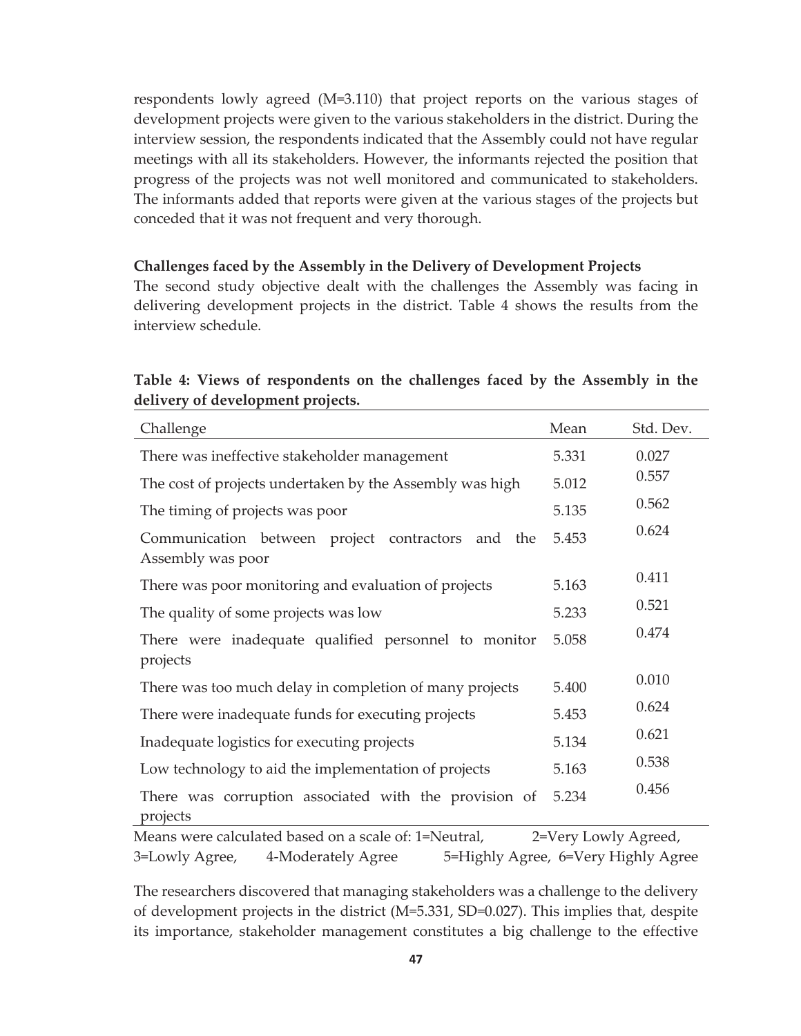respondents lowly agreed (M=3.110) that project reports on the various stages of development projects were given to the various stakeholders in the district. During the interview session, the respondents indicated that the Assembly could not have regular meetings with all its stakeholders. However, the informants rejected the position that progress of the projects was not well monitored and communicated to stakeholders. The informants added that reports were given at the various stages of the projects but conceded that it was not frequent and very thorough.

### Challenges faced by the Assembly in the Delivery of Development Projects

The second study objective dealt with the challenges the Assembly was facing in delivering development projects in the district. Table 4 shows the results from the interview schedule.

**Table 4: Views of respondents on the challenges faced by the Assembly in the delivery of development projects.**

| Challenge | Mean | Std. Dev. |
|---|---|---|
| There was ineffective stakeholder management | 5.331 | 0.027 |
| The cost of projects undertaken by the Assembly was high | 5.012 | 0.557 |
| The timing of projects was poor | 5.135 | 0.562 |
| Communication between project contractors and the Assembly was poor | 5.453 | 0.624 |
| There was poor monitoring and evaluation of projects | 5.163 | 0.411 |
| The quality of some projects was low | 5.233 | 0.521 |
| There were inadequate qualified personnel to monitor projects | 5.058 | 0.474 |
| There was too much delay in completion of many projects | 5.400 | 0.010 |
| There were inadequate funds for executing projects | 5.453 | 0.624 |
| Inadequate logistics for executing projects | 5.134 | 0.621 |
| Low technology to aid the implementation of projects | 5.163 | 0.538 |
| There was corruption associated with the provision of projects | 5.234 | 0.456 |

Means were calculated based on a scale of: 1=Neutral, 2=Very Lowly Agreed, 3=Lowly Agree, 4-Moderately Agree 5=Highly Agree, 6=Very Highly Agree

The researchers discovered that managing stakeholders was a challenge to the delivery of development projects in the district (M=5.331, SD=0.027). This implies that, despite its importance, stakeholder management constitutes a big challenge to the effective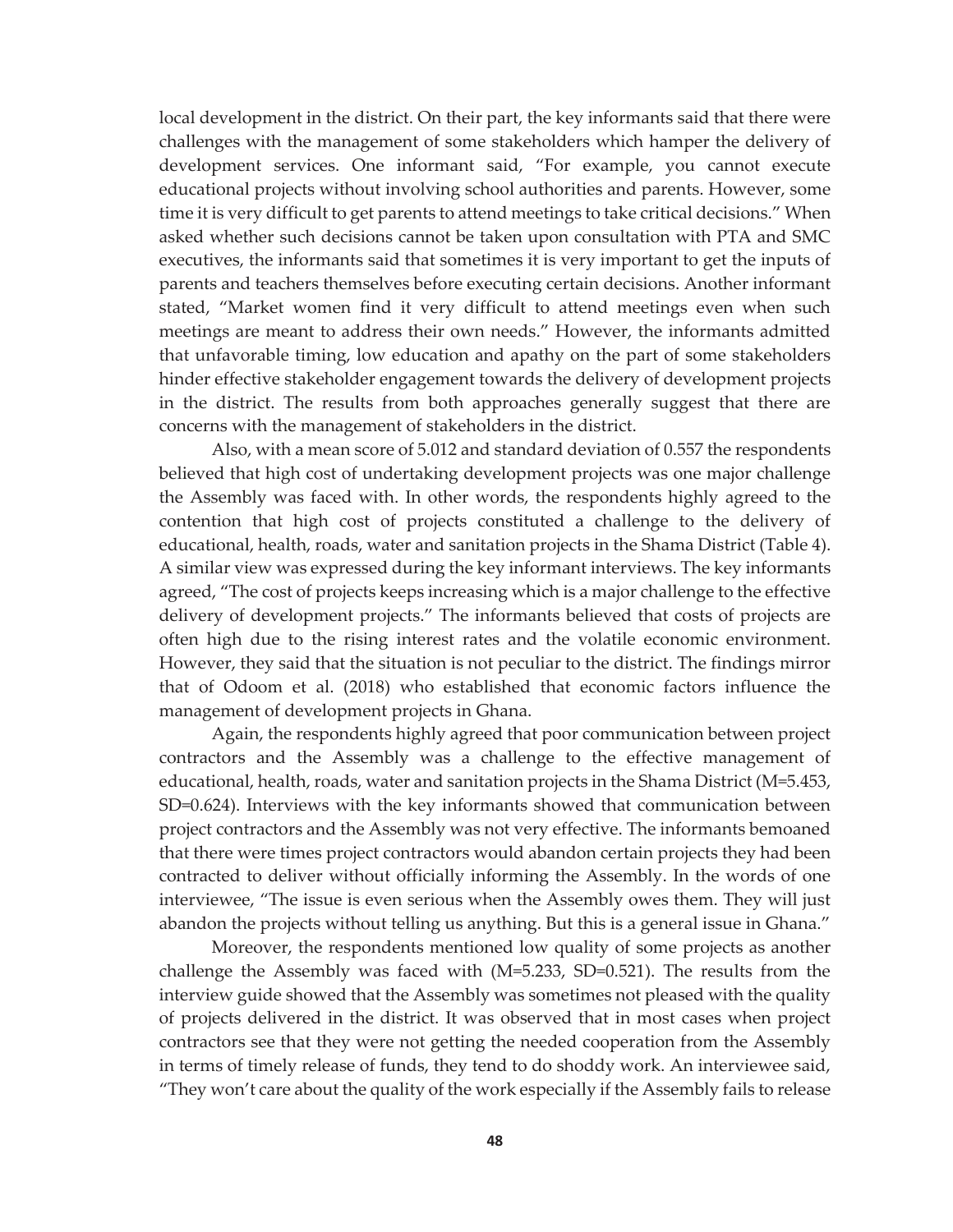local development in the district. On their part, the key informants said that there were challenges with the management of some stakeholders which hamper the delivery of development services. One informant said, "For example, you cannot execute educational projects without involving school authorities and parents. However, some time it is very difficult to get parents to attend meetings to take critical decisions." When asked whether such decisions cannot be taken upon consultation with PTA and SMC executives, the informants said that sometimes it is very important to get the inputs of parents and teachers themselves before executing certain decisions. Another informant stated, "Market women find it very difficult to attend meetings even when such meetings are meant to address their own needs." However, the informants admitted that unfavorable timing, low education and apathy on the part of some stakeholders hinder effective stakeholder engagement towards the delivery of development projects in the district. The results from both approaches generally suggest that there are concerns with the management of stakeholders in the district.

Also, with a mean score of 5.012 and standard deviation of 0.557 the respondents believed that high cost of undertaking development projects was one major challenge the Assembly was faced with. In other words, the respondents highly agreed to the contention that high cost of projects constituted a challenge to the delivery of educational, health, roads, water and sanitation projects in the Shama District (Table 4). A similar view was expressed during the key informant interviews. The key informants agreed, "The cost of projects keeps increasing which is a major challenge to the effective delivery of development projects." The informants believed that costs of projects are often high due to the rising interest rates and the volatile economic environment. However, they said that the situation is not peculiar to the district. The findings mirror that of Odoom et al. (2018) who established that economic factors influence the management of development projects in Ghana.

Again, the respondents highly agreed that poor communication between project contractors and the Assembly was a challenge to the effective management of educational, health, roads, water and sanitation projects in the Shama District (M=5.453, SD=0.624). Interviews with the key informants showed that communication between project contractors and the Assembly was not very effective. The informants bemoaned that there were times project contractors would abandon certain projects they had been contracted to deliver without officially informing the Assembly. In the words of one interviewee, "The issue is even serious when the Assembly owes them. They will just abandon the projects without telling us anything. But this is a general issue in Ghana."

Moreover, the respondents mentioned low quality of some projects as another challenge the Assembly was faced with (M=5.233, SD=0.521). The results from the interview guide showed that the Assembly was sometimes not pleased with the quality of projects delivered in the district. It was observed that in most cases when project contractors see that they were not getting the needed cooperation from the Assembly in terms of timely release of funds, they tend to do shoddy work. An interviewee said, "They won't care about the quality of the work especially if the Assembly fails to release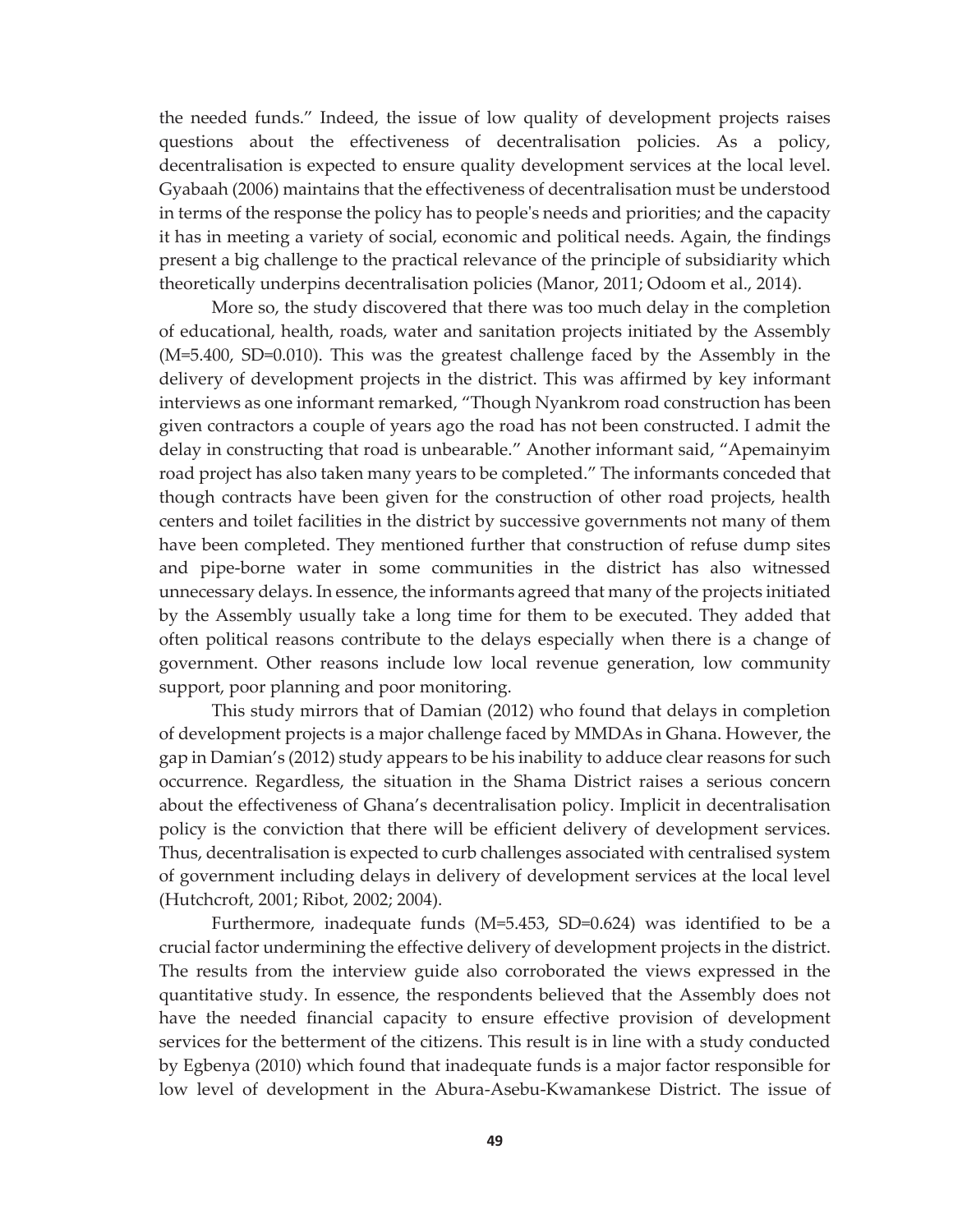the needed funds." Indeed, the issue of low quality of development projects raises questions about the effectiveness of decentralisation policies. As a policy, decentralisation is expected to ensure quality development services at the local level. Gyabaah (2006) maintains that the effectiveness of decentralisation must be understood in terms of the response the policy has to people's needs and priorities; and the capacity it has in meeting a variety of social, economic and political needs. Again, the findings present a big challenge to the practical relevance of the principle of subsidiarity which theoretically underpins decentralisation policies (Manor, 2011; Odoom et al., 2014).

More so, the study discovered that there was too much delay in the completion of educational, health, roads, water and sanitation projects initiated by the Assembly (M=5.400, SD=0.010). This was the greatest challenge faced by the Assembly in the delivery of development projects in the district. This was affirmed by key informant interviews as one informant remarked, "Though Nyankrom road construction has been given contractors a couple of years ago the road has not been constructed. I admit the delay in constructing that road is unbearable." Another informant said, "Apemainyim road project has also taken many years to be completed." The informants conceded that though contracts have been given for the construction of other road projects, health centers and toilet facilities in the district by successive governments not many of them have been completed. They mentioned further that construction of refuse dump sites and pipe-borne water in some communities in the district has also witnessed unnecessary delays. In essence, the informants agreed that many of the projects initiated by the Assembly usually take a long time for them to be executed. They added that often political reasons contribute to the delays especially when there is a change of government. Other reasons include low local revenue generation, low community support, poor planning and poor monitoring.

This study mirrors that of Damian (2012) who found that delays in completion of development projects is a major challenge faced by MMDAs in Ghana. However, the gap in Damian's (2012) study appears to be his inability to adduce clear reasons for such occurrence. Regardless, the situation in the Shama District raises a serious concern about the effectiveness of Ghana's decentralisation policy. Implicit in decentralisation policy is the conviction that there will be efficient delivery of development services. Thus, decentralisation is expected to curb challenges associated with centralised system of government including delays in delivery of development services at the local level (Hutchcroft, 2001; Ribot, 2002; 2004).

Furthermore, inadequate funds (M=5.453, SD=0.624) was identified to be a crucial factor undermining the effective delivery of development projects in the district. The results from the interview guide also corroborated the views expressed in the quantitative study. In essence, the respondents believed that the Assembly does not have the needed financial capacity to ensure effective provision of development services for the betterment of the citizens. This result is in line with a study conducted by Egbenya (2010) which found that inadequate funds is a major factor responsible for low level of development in the Abura-Asebu-Kwamankese District. The issue of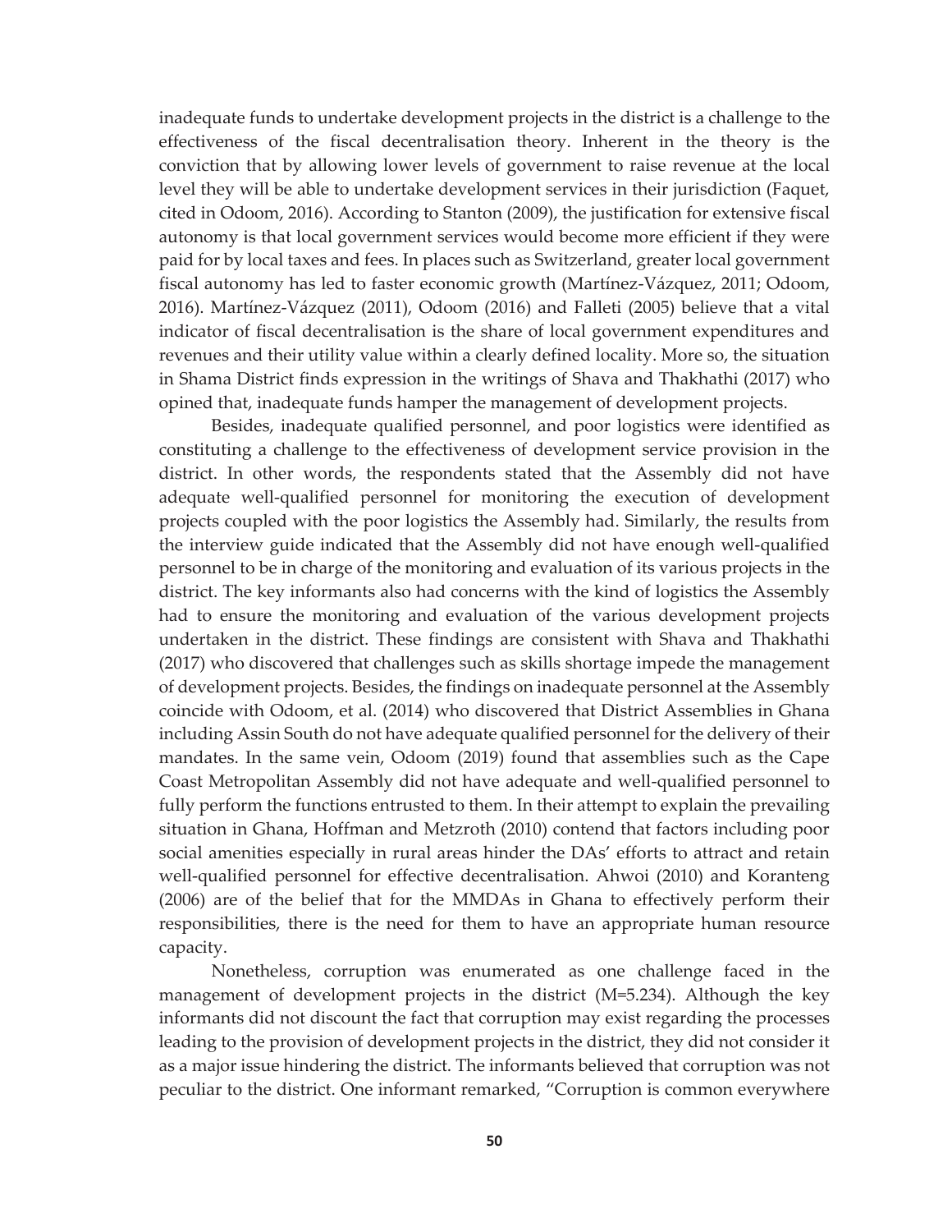inadequate funds to undertake development projects in the district is a challenge to the effectiveness of the fiscal decentralisation theory. Inherent in the theory is the conviction that by allowing lower levels of government to raise revenue at the local level they will be able to undertake development services in their jurisdiction (Faquet, cited in Odoom, 2016). According to Stanton (2009), the justification for extensive fiscal autonomy is that local government services would become more efficient if they were paid for by local taxes and fees. In places such as Switzerland, greater local government fiscal autonomy has led to faster economic growth (Martínez-Vázquez, 2011; Odoom, 2016). Martínez-Vázquez (2011), Odoom (2016) and Falleti (2005) believe that a vital indicator of fiscal decentralisation is the share of local government expenditures and revenues and their utility value within a clearly defined locality. More so, the situation in Shama District finds expression in the writings of Shava and Thakhathi (2017) who opined that, inadequate funds hamper the management of development projects.

Besides, inadequate qualified personnel, and poor logistics were identified as constituting a challenge to the effectiveness of development service provision in the district. In other words, the respondents stated that the Assembly did not have adequate well-qualified personnel for monitoring the execution of development projects coupled with the poor logistics the Assembly had. Similarly, the results from the interview guide indicated that the Assembly did not have enough well-qualified personnel to be in charge of the monitoring and evaluation of its various projects in the district. The key informants also had concerns with the kind of logistics the Assembly had to ensure the monitoring and evaluation of the various development projects undertaken in the district. These findings are consistent with Shava and Thakhathi (2017) who discovered that challenges such as skills shortage impede the management of development projects. Besides, the findings on inadequate personnel at the Assembly coincide with Odoom, et al. (2014) who discovered that District Assemblies in Ghana including Assin South do not have adequate qualified personnel for the delivery of their mandates. In the same vein, Odoom (2019) found that assemblies such as the Cape Coast Metropolitan Assembly did not have adequate and well-qualified personnel to fully perform the functions entrusted to them. In their attempt to explain the prevailing situation in Ghana, Hoffman and Metzroth (2010) contend that factors including poor social amenities especially in rural areas hinder the DAs' efforts to attract and retain well-qualified personnel for effective decentralisation. Ahwoi (2010) and Koranteng (2006) are of the belief that for the MMDAs in Ghana to effectively perform their responsibilities, there is the need for them to have an appropriate human resource capacity.

Nonetheless, corruption was enumerated as one challenge faced in the management of development projects in the district (M=5.234). Although the key informants did not discount the fact that corruption may exist regarding the processes leading to the provision of development projects in the district, they did not consider it as a major issue hindering the district. The informants believed that corruption was not peculiar to the district. One informant remarked, "Corruption is common everywhere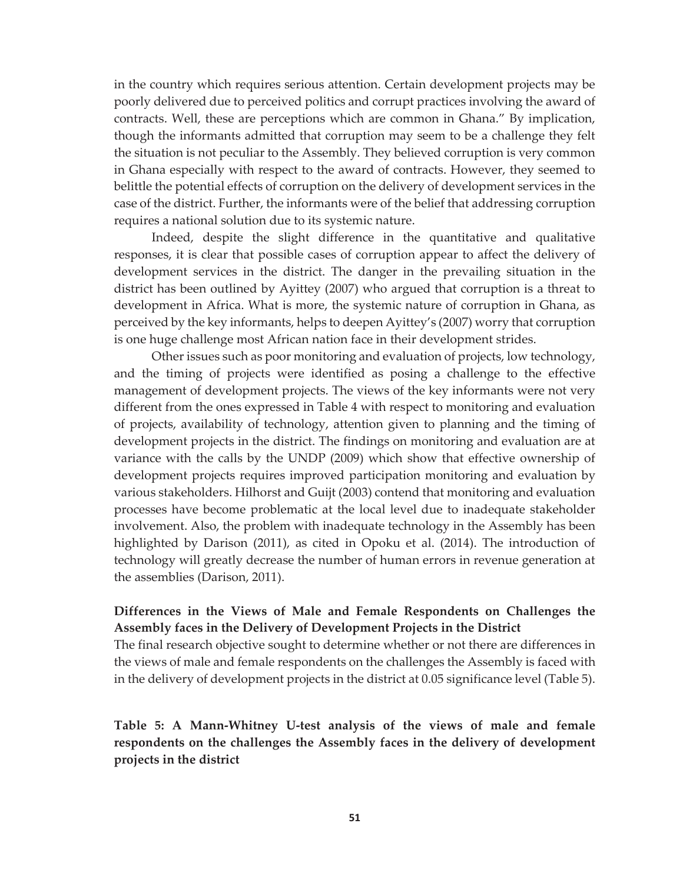in the country which requires serious attention. Certain development projects may be poorly delivered due to perceived politics and corrupt practices involving the award of contracts. Well, these are perceptions which are common in Ghana." By implication, though the informants admitted that corruption may seem to be a challenge they felt the situation is not peculiar to the Assembly. They believed corruption is very common in Ghana especially with respect to the award of contracts. However, they seemed to belittle the potential effects of corruption on the delivery of development services in the case of the district. Further, the informants were of the belief that addressing corruption requires a national solution due to its systemic nature.

Indeed, despite the slight difference in the quantitative and qualitative responses, it is clear that possible cases of corruption appear to affect the delivery of development services in the district. The danger in the prevailing situation in the district has been outlined by Ayittey (2007) who argued that corruption is a threat to development in Africa. What is more, the systemic nature of corruption in Ghana, as perceived by the key informants, helps to deepen Ayittey's (2007) worry that corruption is one huge challenge most African nation face in their development strides.

Other issues such as poor monitoring and evaluation of projects, low technology, and the timing of projects were identified as posing a challenge to the effective management of development projects. The views of the key informants were not very different from the ones expressed in Table 4 with respect to monitoring and evaluation of projects, availability of technology, attention given to planning and the timing of development projects in the district. The findings on monitoring and evaluation are at variance with the calls by the UNDP (2009) which show that effective ownership of development projects requires improved participation monitoring and evaluation by various stakeholders. Hilhorst and Guijt (2003) contend that monitoring and evaluation processes have become problematic at the local level due to inadequate stakeholder involvement. Also, the problem with inadequate technology in the Assembly has been highlighted by Darison (2011), as cited in Opoku et al. (2014). The introduction of technology will greatly decrease the number of human errors in revenue generation at the assemblies (Darison, 2011).

### Differences in the Views of Male and Female Respondents on Challenges the Assembly faces in the Delivery of Development Projects in the District

The final research objective sought to determine whether or not there are differences in the views of male and female respondents on the challenges the Assembly is faced with in the delivery of development projects in the district at 0.05 significance level (Table 5).

**Table 5: A Mann-Whitney U-test analysis of the views of male and female respondents on the challenges the Assembly faces in the delivery of development projects in the district**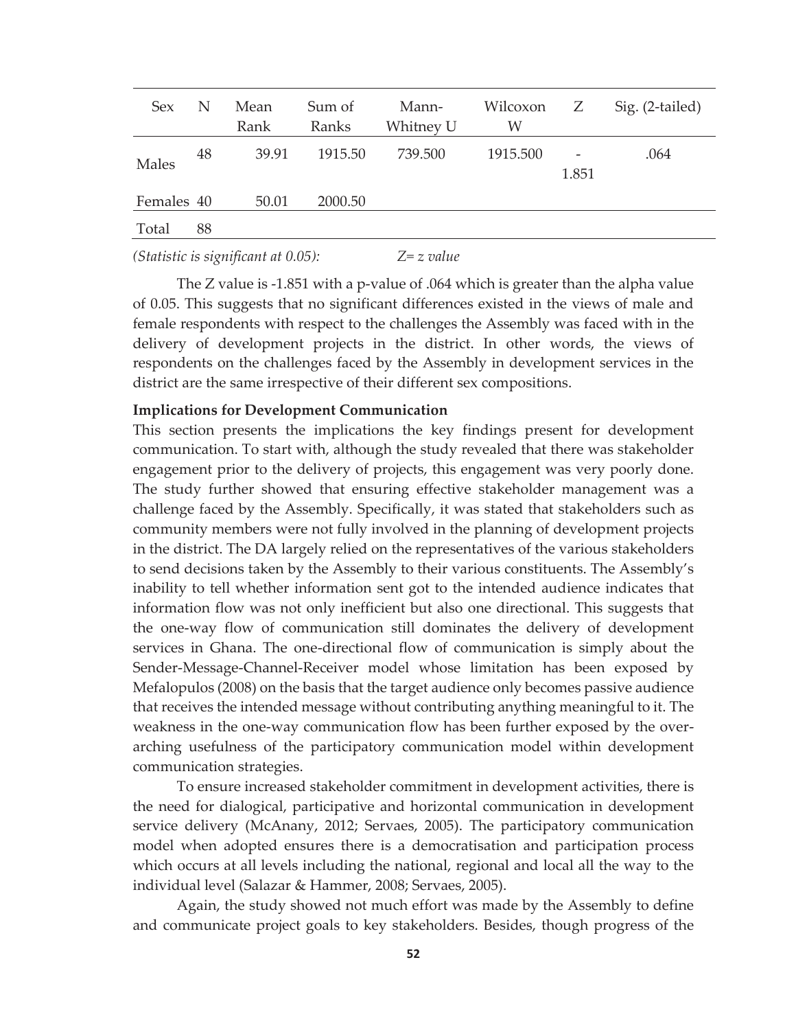| Sex | N | Mean Rank | Sum of Ranks | Mann-Whitney U | Wilcoxon W | Z | Sig. (2-tailed) |
|---|---|---|---|---|---|---|---|
| Males | 48 | 39.91 | 1915.50 | 739.500 | 1915.500 | -1.851 | .064 |
| Females | 40 | 50.01 | 2000.50 | | | | |
| Total | 88 | | | | | | |

*(Statistic is significant at 0.05): Z= z value*

The Z value is -1.851 with a p-value of .064 which is greater than the alpha value of 0.05. This suggests that no significant differences existed in the views of male and female respondents with respect to the challenges the Assembly was faced with in the delivery of development projects in the district. In other words, the views of respondents on the challenges faced by the Assembly in development services in the district are the same irrespective of their different sex compositions.

**Implications for Development Communication**

This section presents the implications the key findings present for development communication. To start with, although the study revealed that there was stakeholder engagement prior to the delivery of projects, this engagement was very poorly done. The study further showed that ensuring effective stakeholder management was a challenge faced by the Assembly. Specifically, it was stated that stakeholders such as community members were not fully involved in the planning of development projects in the district. The DA largely relied on the representatives of the various stakeholders to send decisions taken by the Assembly to their various constituents. The Assembly's inability to tell whether information sent got to the intended audience indicates that information flow was not only inefficient but also one directional. This suggests that the one-way flow of communication still dominates the delivery of development services in Ghana. The one-directional flow of communication is simply about the Sender-Message-Channel-Receiver model whose limitation has been exposed by Mefalopulos (2008) on the basis that the target audience only becomes passive audience that receives the intended message without contributing anything meaningful to it. The weakness in the one-way communication flow has been further exposed by the over-arching usefulness of the participatory communication model within development communication strategies.

To ensure increased stakeholder commitment in development activities, there is the need for dialogical, participative and horizontal communication in development service delivery (McAnany, 2012; Servaes, 2005). The participatory communication model when adopted ensures there is a democratisation and participation process which occurs at all levels including the national, regional and local all the way to the individual level (Salazar & Hammer, 2008; Servaes, 2005).

Again, the study showed not much effort was made by the Assembly to define and communicate project goals to key stakeholders. Besides, though progress of the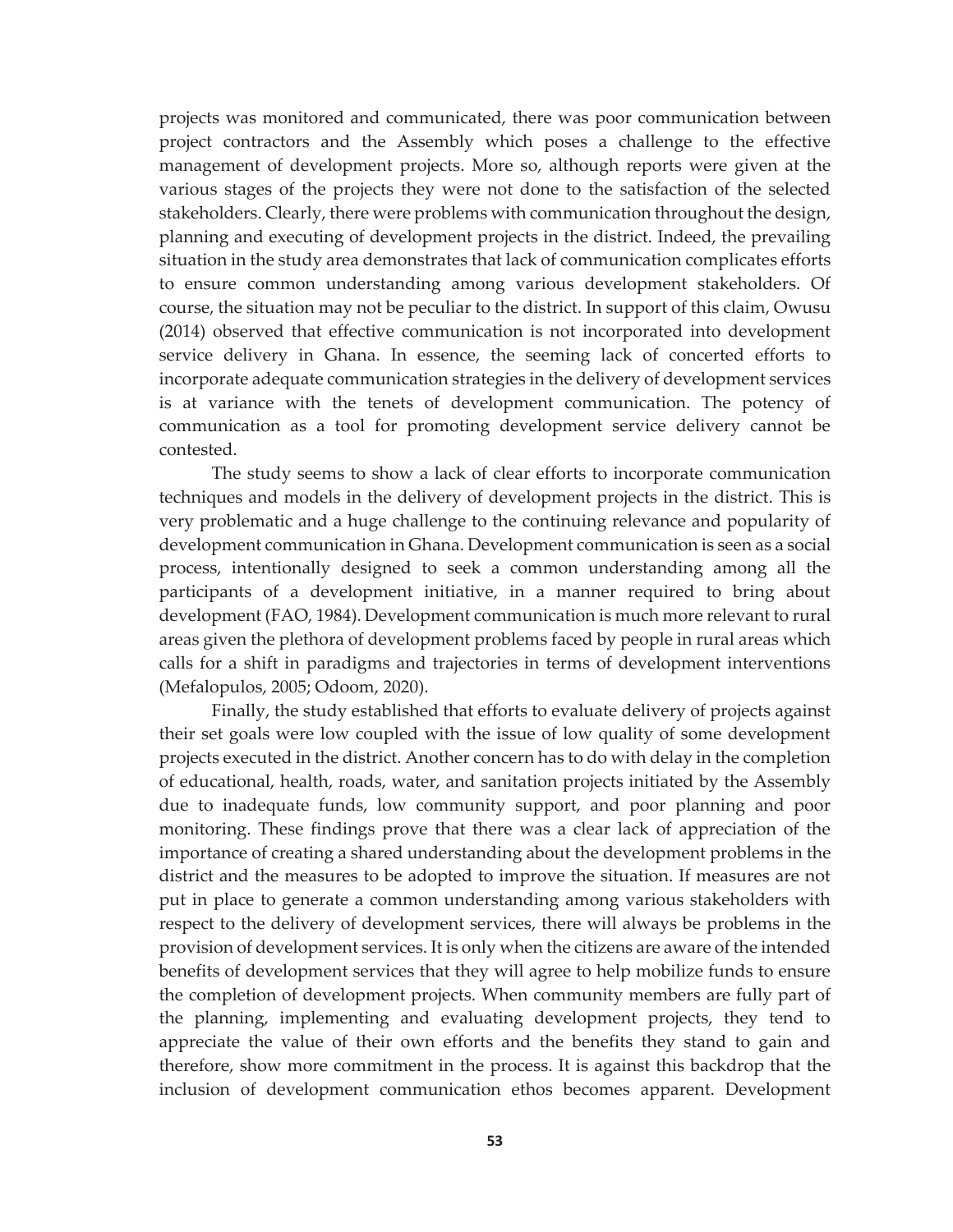projects was monitored and communicated, there was poor communication between project contractors and the Assembly which poses a challenge to the effective management of development projects. More so, although reports were given at the various stages of the projects they were not done to the satisfaction of the selected stakeholders. Clearly, there were problems with communication throughout the design, planning and executing of development projects in the district. Indeed, the prevailing situation in the study area demonstrates that lack of communication complicates efforts to ensure common understanding among various development stakeholders. Of course, the situation may not be peculiar to the district. In support of this claim, Owusu (2014) observed that effective communication is not incorporated into development service delivery in Ghana. In essence, the seeming lack of concerted efforts to incorporate adequate communication strategies in the delivery of development services is at variance with the tenets of development communication. The potency of communication as a tool for promoting development service delivery cannot be contested.

The study seems to show a lack of clear efforts to incorporate communication techniques and models in the delivery of development projects in the district. This is very problematic and a huge challenge to the continuing relevance and popularity of development communication in Ghana. Development communication is seen as a social process, intentionally designed to seek a common understanding among all the participants of a development initiative, in a manner required to bring about development (FAO, 1984). Development communication is much more relevant to rural areas given the plethora of development problems faced by people in rural areas which calls for a shift in paradigms and trajectories in terms of development interventions (Mefalopulos, 2005; Odoom, 2020).

Finally, the study established that efforts to evaluate delivery of projects against their set goals were low coupled with the issue of low quality of some development projects executed in the district. Another concern has to do with delay in the completion of educational, health, roads, water, and sanitation projects initiated by the Assembly due to inadequate funds, low community support, and poor planning and poor monitoring. These findings prove that there was a clear lack of appreciation of the importance of creating a shared understanding about the development problems in the district and the measures to be adopted to improve the situation. If measures are not put in place to generate a common understanding among various stakeholders with respect to the delivery of development services, there will always be problems in the provision of development services. It is only when the citizens are aware of the intended benefits of development services that they will agree to help mobilize funds to ensure the completion of development projects. When community members are fully part of the planning, implementing and evaluating development projects, they tend to appreciate the value of their own efforts and the benefits they stand to gain and therefore, show more commitment in the process. It is against this backdrop that the inclusion of development communication ethos becomes apparent. Development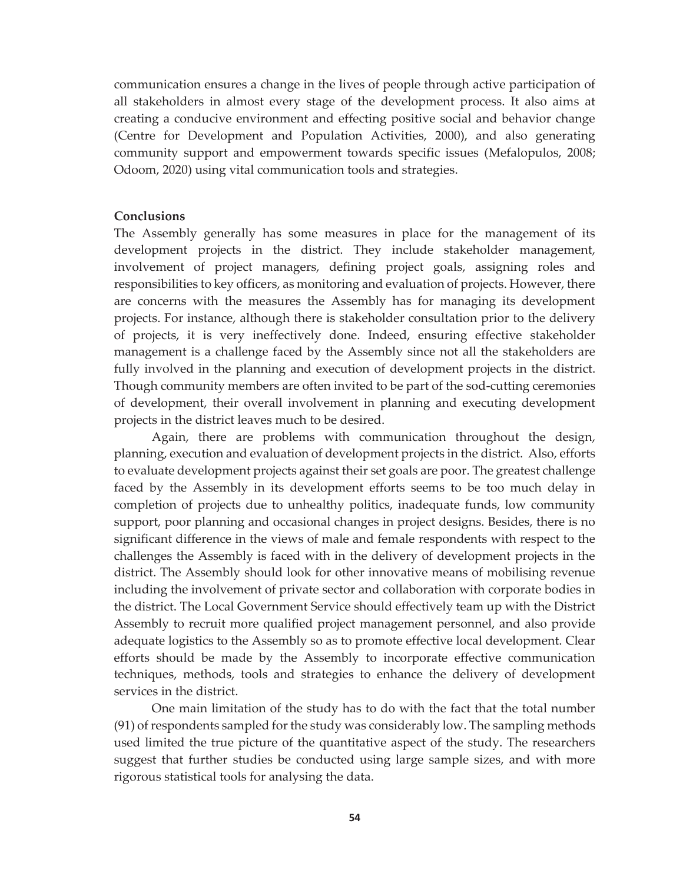communication ensures a change in the lives of people through active participation of all stakeholders in almost every stage of the development process. It also aims at creating a conducive environment and effecting positive social and behavior change (Centre for Development and Population Activities, 2000), and also generating community support and empowerment towards specific issues (Mefalopulos, 2008; Odoom, 2020) using vital communication tools and strategies.

## Conclusions

The Assembly generally has some measures in place for the management of its development projects in the district. They include stakeholder management, involvement of project managers, defining project goals, assigning roles and responsibilities to key officers, as monitoring and evaluation of projects. However, there are concerns with the measures the Assembly has for managing its development projects. For instance, although there is stakeholder consultation prior to the delivery of projects, it is very ineffectively done. Indeed, ensuring effective stakeholder management is a challenge faced by the Assembly since not all the stakeholders are fully involved in the planning and execution of development projects in the district. Though community members are often invited to be part of the sod-cutting ceremonies of development, their overall involvement in planning and executing development projects in the district leaves much to be desired.

Again, there are problems with communication throughout the design, planning, execution and evaluation of development projects in the district. Also, efforts to evaluate development projects against their set goals are poor. The greatest challenge faced by the Assembly in its development efforts seems to be too much delay in completion of projects due to unhealthy politics, inadequate funds, low community support, poor planning and occasional changes in project designs. Besides, there is no significant difference in the views of male and female respondents with respect to the challenges the Assembly is faced with in the delivery of development projects in the district. The Assembly should look for other innovative means of mobilising revenue including the involvement of private sector and collaboration with corporate bodies in the district. The Local Government Service should effectively team up with the District Assembly to recruit more qualified project management personnel, and also provide adequate logistics to the Assembly so as to promote effective local development. Clear efforts should be made by the Assembly to incorporate effective communication techniques, methods, tools and strategies to enhance the delivery of development services in the district.

One main limitation of the study has to do with the fact that the total number (91) of respondents sampled for the study was considerably low. The sampling methods used limited the true picture of the quantitative aspect of the study. The researchers suggest that further studies be conducted using large sample sizes, and with more rigorous statistical tools for analysing the data.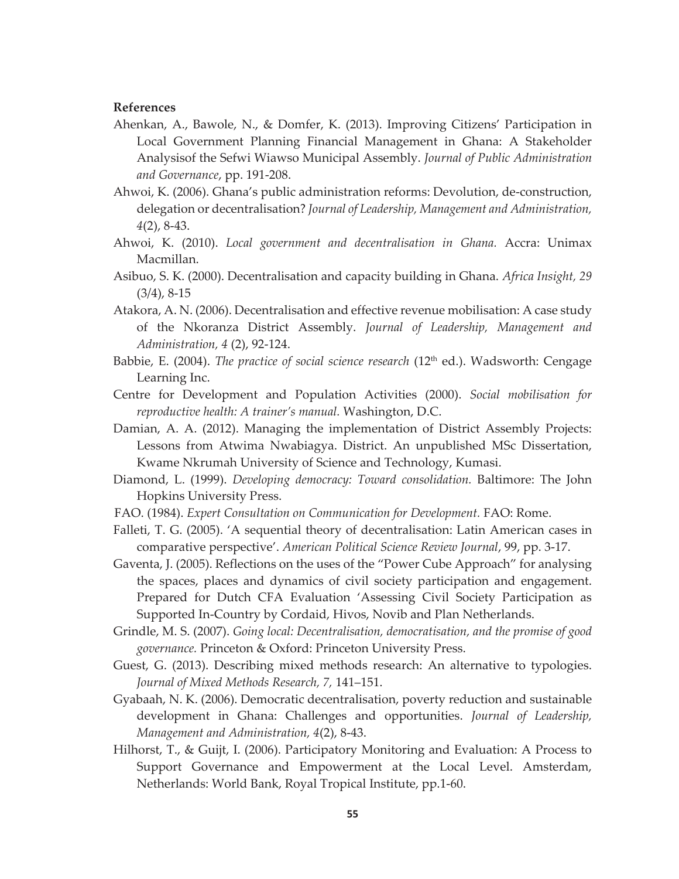**References**

Ahenkan, A., Bawole, N., & Domfer, K. (2013). Improving Citizens' Participation in Local Government Planning Financial Management in Ghana: A Stakeholder Analysisof the Sefwi Wiawso Municipal Assembly. *Journal of Public Administration and Governance*, pp. 191-208.

Ahwoi, K. (2006). Ghana's public administration reforms: Devolution, de-construction, delegation or decentralisation? *Journal of Leadership, Management and Administration, 4*(2), 8-43.

Ahwoi, K. (2010). *Local government and decentralisation in Ghana.* Accra: Unimax Macmillan.

Asibuo, S. K. (2000). Decentralisation and capacity building in Ghana. *Africa Insight, 29* (3/4), 8-15

Atakora, A. N. (2006). Decentralisation and effective revenue mobilisation: A case study of the Nkoranza District Assembly. *Journal of Leadership, Management and Administration, 4* (2), 92-124.

Babbie, E. (2004). *The practice of social science research* (12th ed.). Wadsworth: Cengage Learning Inc.

Centre for Development and Population Activities (2000). *Social mobilisation for reproductive health: A trainer's manual.* Washington, D.C.

Damian, A. A. (2012). Managing the implementation of District Assembly Projects: Lessons from Atwima Nwabiagya. District. An unpublished MSc Dissertation, Kwame Nkrumah University of Science and Technology, Kumasi.

Diamond, L. (1999). *Developing democracy: Toward consolidation.* Baltimore: The John Hopkins University Press.

FAO. (1984). *Expert Consultation on Communication for Development.* FAO: Rome.

Falleti, T. G. (2005). 'A sequential theory of decentralisation: Latin American cases in comparative perspective'. *American Political Science Review Journal*, 99, pp. 3-17.

Gaventa, J. (2005). Reflections on the uses of the "Power Cube Approach" for analysing the spaces, places and dynamics of civil society participation and engagement. Prepared for Dutch CFA Evaluation 'Assessing Civil Society Participation as Supported In-Country by Cordaid, Hivos, Novib and Plan Netherlands.

Grindle, M. S. (2007). *Going local: Decentralisation, democratisation, and the promise of good governance.* Princeton & Oxford: Princeton University Press.

Guest, G. (2013). Describing mixed methods research: An alternative to typologies. *Journal of Mixed Methods Research, 7,* 141–151.

Gyabaah, N. K. (2006). Democratic decentralisation, poverty reduction and sustainable development in Ghana: Challenges and opportunities. *Journal of Leadership, Management and Administration, 4*(2), 8-43.

Hilhorst, T., & Guijt, I. (2006). Participatory Monitoring and Evaluation: A Process to Support Governance and Empowerment at the Local Level. Amsterdam, Netherlands: World Bank, Royal Tropical Institute, pp.1-60.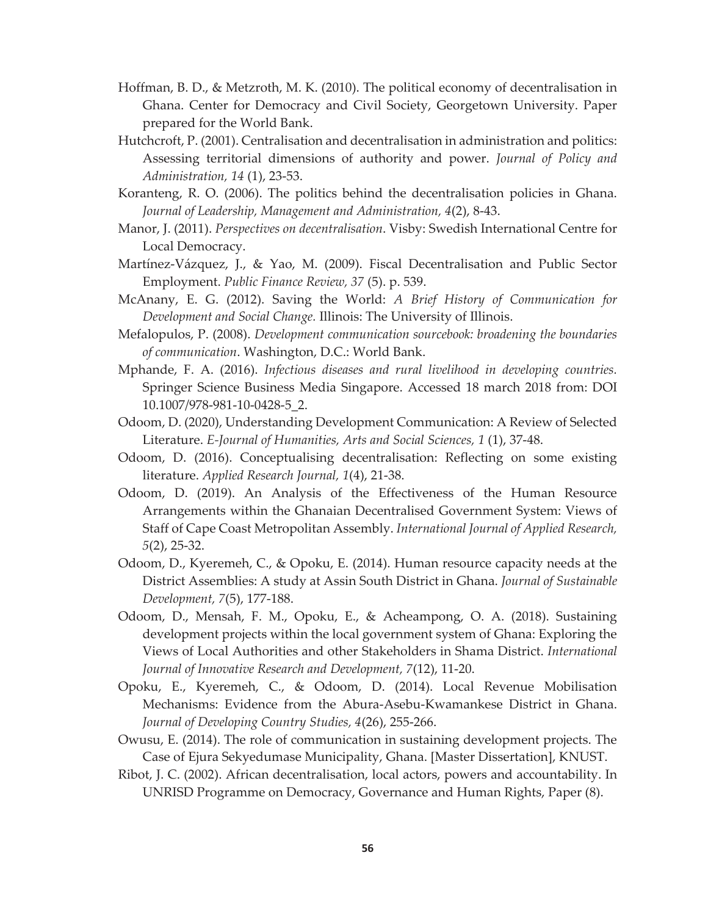Hoffman, B. D., & Metzroth, M. K. (2010). The political economy of decentralisation in Ghana. Center for Democracy and Civil Society, Georgetown University. Paper prepared for the World Bank.

Hutchcroft, P. (2001). Centralisation and decentralisation in administration and politics: Assessing territorial dimensions of authority and power. *Journal of Policy and Administration, 14* (1), 23-53.

Koranteng, R. O. (2006). The politics behind the decentralisation policies in Ghana. *Journal of Leadership, Management and Administration, 4*(2), 8-43.

Manor, J. (2011). *Perspectives on decentralisation*. Visby: Swedish International Centre for Local Democracy.

Martínez-Vázquez, J., & Yao, M. (2009). Fiscal Decentralisation and Public Sector Employment. *Public Finance Review, 37* (5). p. 539.

McAnany, E. G. (2012). Saving the World: *A Brief History of Communication for Development and Social Change.* Illinois: The University of Illinois.

Mefalopulos, P. (2008). *Development communication sourcebook: broadening the boundaries of communication*. Washington, D.C.: World Bank.

Mphande, F. A. (2016). *Infectious diseases and rural livelihood in developing countries.* Springer Science Business Media Singapore. Accessed 18 march 2018 from: DOI 10.1007/978-981-10-0428-5_2.

Odoom, D. (2020), Understanding Development Communication: A Review of Selected Literature. *E-Journal of Humanities, Arts and Social Sciences, 1* (1), 37-48.

Odoom, D. (2016). Conceptualising decentralisation: Reflecting on some existing literature. *Applied Research Journal, 1*(4), 21-38.

Odoom, D. (2019). An Analysis of the Effectiveness of the Human Resource Arrangements within the Ghanaian Decentralised Government System: Views of Staff of Cape Coast Metropolitan Assembly. *International Journal of Applied Research, 5*(2), 25-32.

Odoom, D., Kyeremeh, C., & Opoku, E. (2014). Human resource capacity needs at the District Assemblies: A study at Assin South District in Ghana. *Journal of Sustainable Development, 7*(5), 177-188.

Odoom, D., Mensah, F. M., Opoku, E., & Acheampong, O. A. (2018). Sustaining development projects within the local government system of Ghana: Exploring the Views of Local Authorities and other Stakeholders in Shama District. *International Journal of Innovative Research and Development, 7*(12), 11-20.

Opoku, E., Kyeremeh, C., & Odoom, D. (2014). Local Revenue Mobilisation Mechanisms: Evidence from the Abura-Asebu-Kwamankese District in Ghana. *Journal of Developing Country Studies, 4*(26), 255-266.

Owusu, E. (2014). The role of communication in sustaining development projects. The Case of Ejura Sekyedumase Municipality, Ghana. [Master Dissertation], KNUST.

Ribot, J. C. (2002). African decentralisation, local actors, powers and accountability. In UNRISD Programme on Democracy, Governance and Human Rights, Paper (8).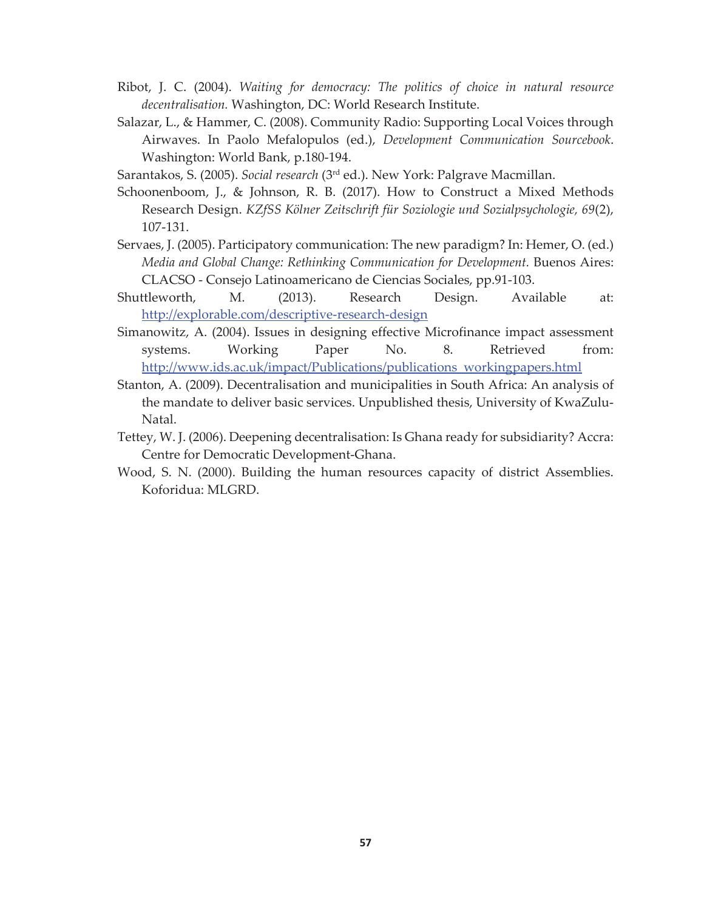Ribot, J. C. (2004). *Waiting for democracy: The politics of choice in natural resource decentralisation.* Washington, DC: World Research Institute.

Salazar, L., & Hammer, C. (2008). Community Radio: Supporting Local Voices through Airwaves. In Paolo Mefalopulos (ed.), *Development Communication Sourcebook*. Washington: World Bank, p.180-194.

Sarantakos, S. (2005). *Social research* (3rd ed.). New York: Palgrave Macmillan.

Schoonenboom, J., & Johnson, R. B. (2017). How to Construct a Mixed Methods Research Design. *KZfSS Kölner Zeitschrift für Soziologie und Sozialpsychologie, 69*(2), 107-131.

Servaes, J. (2005). Participatory communication: The new paradigm? In: Hemer, O. (ed.) *Media and Global Change: Rethinking Communication for Development.* Buenos Aires: CLACSO - Consejo Latinoamericano de Ciencias Sociales, pp.91-103.

Shuttleworth, M. (2013). Research Design. Available at: http://explorable.com/descriptive-research-design

Simanowitz, A. (2004). Issues in designing effective Microfinance impact assessment systems. Working Paper No. 8. Retrieved from: http://www.ids.ac.uk/impact/Publications/publications_workingpapers.html

Stanton, A. (2009). Decentralisation and municipalities in South Africa: An analysis of the mandate to deliver basic services. Unpublished thesis, University of KwaZulu-Natal.

Tettey, W. J. (2006). Deepening decentralisation: Is Ghana ready for subsidiarity? Accra: Centre for Democratic Development-Ghana.

Wood, S. N. (2000). Building the human resources capacity of district Assemblies. Koforidua: MLGRD.